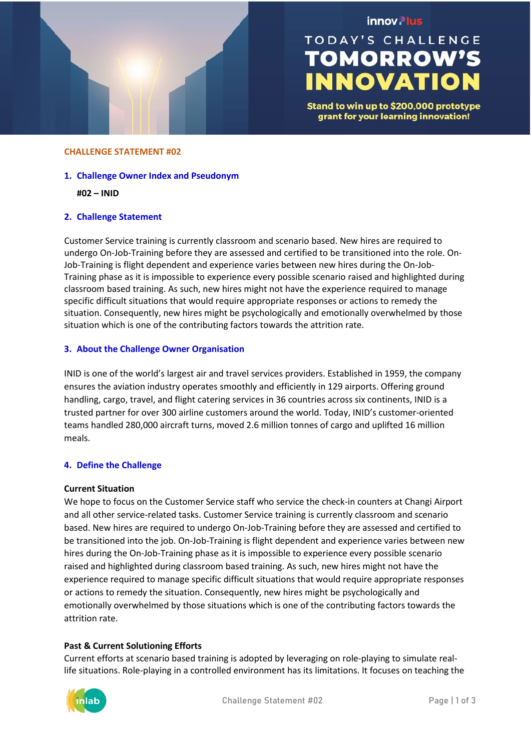innovPlus

TODAY'S CHALLENGE
# TOMORROW'S INNOVATION

**Stand to win up to $200,000 prototype grant for your learning innovation!**

## CHALLENGE STATEMENT #02

### 1. Challenge Owner Index and Pseudonym

**#02 – INID**

### 2. Challenge Statement

Customer Service training is currently classroom and scenario based. New hires are required to undergo On-Job-Training before they are assessed and certified to be transitioned into the role. On-Job-Training is flight dependent and experience varies between new hires during the On-Job-Training phase as it is impossible to experience every possible scenario raised and highlighted during classroom based training. As such, new hires might not have the experience required to manage specific difficult situations that would require appropriate responses or actions to remedy the situation. Consequently, new hires might be psychologically and emotionally overwhelmed by those situation which is one of the contributing factors towards the attrition rate.

### 3. About the Challenge Owner Organisation

INID is one of the world's largest air and travel services providers. Established in 1959, the company ensures the aviation industry operates smoothly and efficiently in 129 airports. Offering ground handling, cargo, travel, and flight catering services in 36 countries across six continents, INID is a trusted partner for over 300 airline customers around the world. Today, INID's customer-oriented teams handled 280,000 aircraft turns, moved 2.6 million tonnes of cargo and uplifted 16 million meals.

### 4. Define the Challenge

**Current Situation**

We hope to focus on the Customer Service staff who service the check-in counters at Changi Airport and all other service-related tasks. Customer Service training is currently classroom and scenario based. New hires are required to undergo On-Job-Training before they are assessed and certified to be transitioned into the job. On-Job-Training is flight dependent and experience varies between new hires during the On-Job-Training phase as it is impossible to experience every possible scenario raised and highlighted during classroom based training. As such, new hires might not have the experience required to manage specific difficult situations that would require appropriate responses or actions to remedy the situation. Consequently, new hires might be psychologically and emotionally overwhelmed by those situations which is one of the contributing factors towards the attrition rate.

**Past & Current Solutioning Efforts**

Current efforts at scenario based training is adopted by leveraging on role-playing to simulate real-life situations. Role-playing in a controlled environment has its limitations. It focuses on teaching the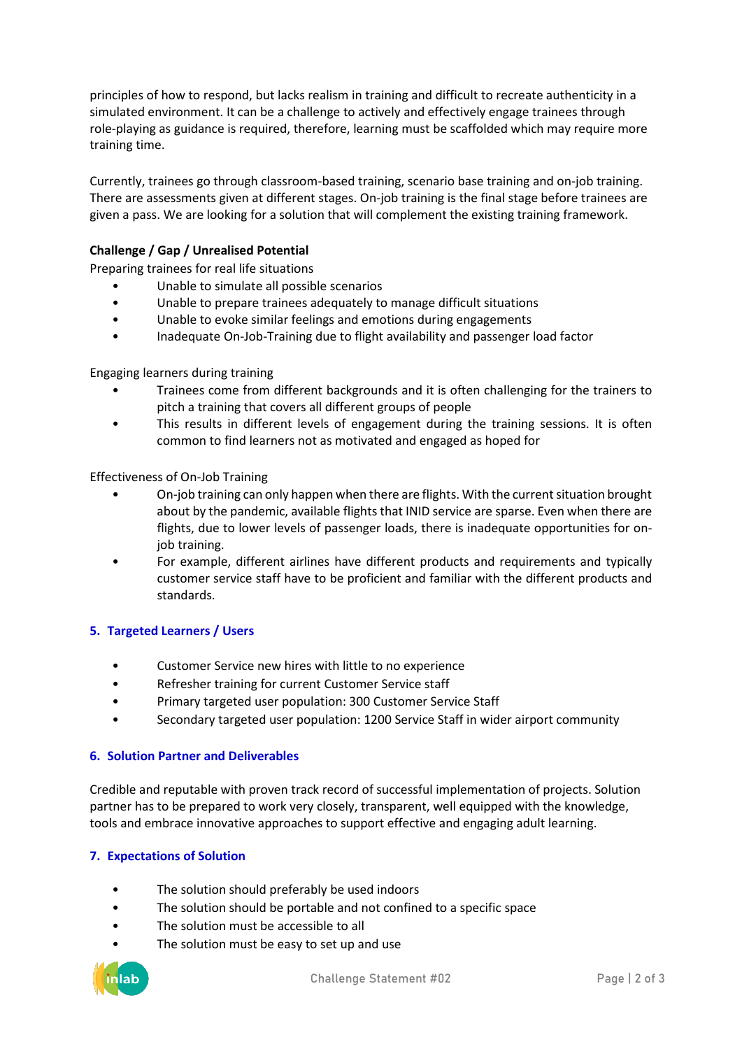principles of how to respond, but lacks realism in training and difficult to recreate authenticity in a simulated environment. It can be a challenge to actively and effectively engage trainees through role-playing as guidance is required, therefore, learning must be scaffolded which may require more training time.

Currently, trainees go through classroom-based training, scenario base training and on-job training. There are assessments given at different stages. On-job training is the final stage before trainees are given a pass. We are looking for a solution that will complement the existing training framework.

**Challenge / Gap / Unrealised Potential**

Preparing trainees for real life situations

- Unable to simulate all possible scenarios
- Unable to prepare trainees adequately to manage difficult situations
- Unable to evoke similar feelings and emotions during engagements
- Inadequate On-Job-Training due to flight availability and passenger load factor

Engaging learners during training

- Trainees come from different backgrounds and it is often challenging for the trainers to pitch a training that covers all different groups of people
- This results in different levels of engagement during the training sessions. It is often common to find learners not as motivated and engaged as hoped for

Effectiveness of On-Job Training

- On-job training can only happen when there are flights. With the current situation brought about by the pandemic, available flights that INID service are sparse. Even when there are flights, due to lower levels of passenger loads, there is inadequate opportunities for on-job training.
- For example, different airlines have different products and requirements and typically customer service staff have to be proficient and familiar with the different products and standards.

## 5. Targeted Learners / Users

- Customer Service new hires with little to no experience
- Refresher training for current Customer Service staff
- Primary targeted user population: 300 Customer Service Staff
- Secondary targeted user population: 1200 Service Staff in wider airport community

## 6. Solution Partner and Deliverables

Credible and reputable with proven track record of successful implementation of projects. Solution partner has to be prepared to work very closely, transparent, well equipped with the knowledge, tools and embrace innovative approaches to support effective and engaging adult learning.

## 7. Expectations of Solution

- The solution should preferably be used indoors
- The solution should be portable and not confined to a specific space
- The solution must be accessible to all
- The solution must be easy to set up and use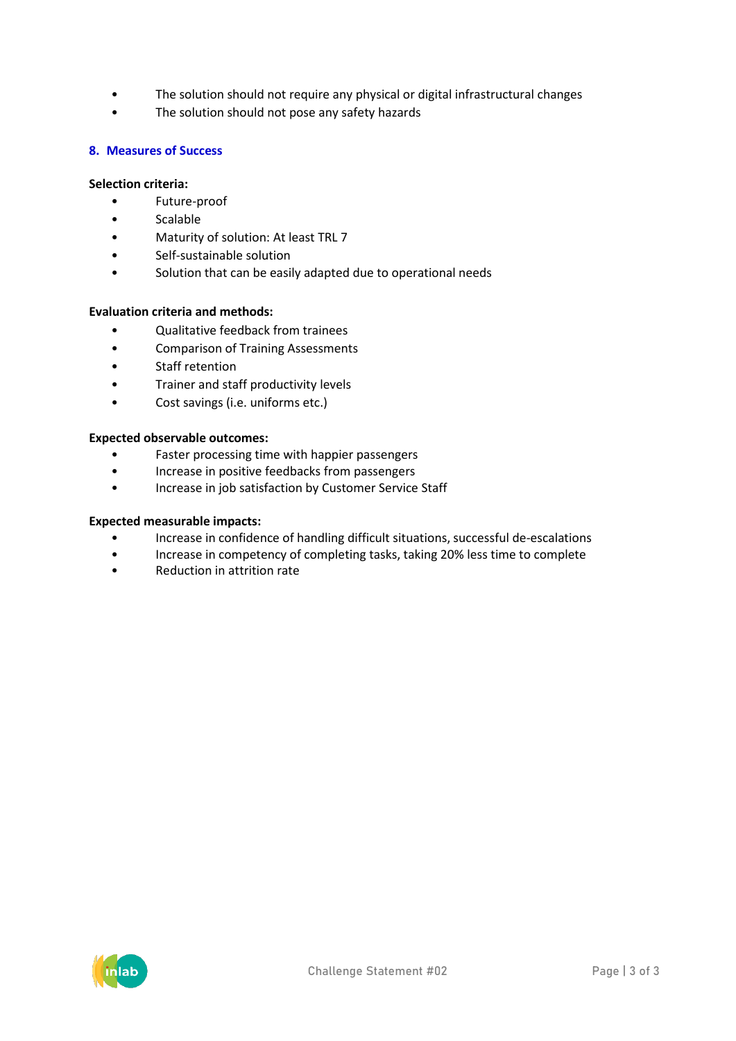- The solution should not require any physical or digital infrastructural changes
- The solution should not pose any safety hazards

## 8. Measures of Success

**Selection criteria:**

- Future-proof
- Scalable
- Maturity of solution: At least TRL 7
- Self-sustainable solution
- Solution that can be easily adapted due to operational needs

**Evaluation criteria and methods:**

- Qualitative feedback from trainees
- Comparison of Training Assessments
- Staff retention
- Trainer and staff productivity levels
- Cost savings (i.e. uniforms etc.)

**Expected observable outcomes:**

- Faster processing time with happier passengers
- Increase in positive feedbacks from passengers
- Increase in job satisfaction by Customer Service Staff

**Expected measurable impacts:**

- Increase in confidence of handling difficult situations, successful de-escalations
- Increase in competency of completing tasks, taking 20% less time to complete
- Reduction in attrition rate